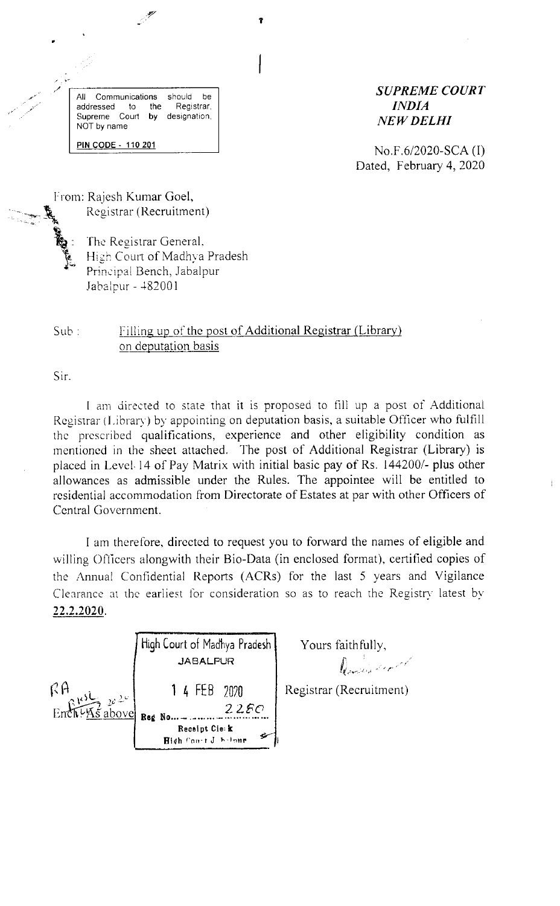All Communications should be addressed to the Registrar, Supreme Court by designation, NOT by name

**PIN CODE - 110 201**

***SUPREME COURT***
***INDIA***
***NEW DELHI***

No.F.6/2020-SCA (I)
Dated, February 4, 2020

From: Rajesh Kumar Goel,
Registrar (Recruitment)

To: The Registrar General,
High Court of Madhya Pradesh
Principal Bench, Jabalpur
Jabalpur - 482001

Sub : Filling up of the post of Additional Registrar (Library) on deputation basis

Sir,

I am directed to state that it is proposed to fill up a post of Additional Registrar (Library) by appointing on deputation basis, a suitable Officer who fulfill the prescribed qualifications, experience and other eligibility condition as mentioned in the sheet attached. The post of Additional Registrar (Library) is placed in Level-14 of Pay Matrix with initial basic pay of Rs. 144200/- plus other allowances as admissible under the Rules. The appointee will be entitled to residential accommodation from Directorate of Estates at par with other Officers of Central Government.

I am therefore, directed to request you to forward the names of eligible and willing Officers alongwith their Bio-Data (in enclosed format), certified copies of the Annual Confidential Reports (ACRs) for the last 5 years and Vigilance Clearance at the earliest for consideration so as to reach the Registry latest by **22.2.2020**.

Encl: As above

High Court of Madhya Pradesh
JABALPUR
14 FEB 2020
Reg No. 2260
Receipt Clerk
High Court Jabalpur

Yours faithfully,

Registrar (Recruitment)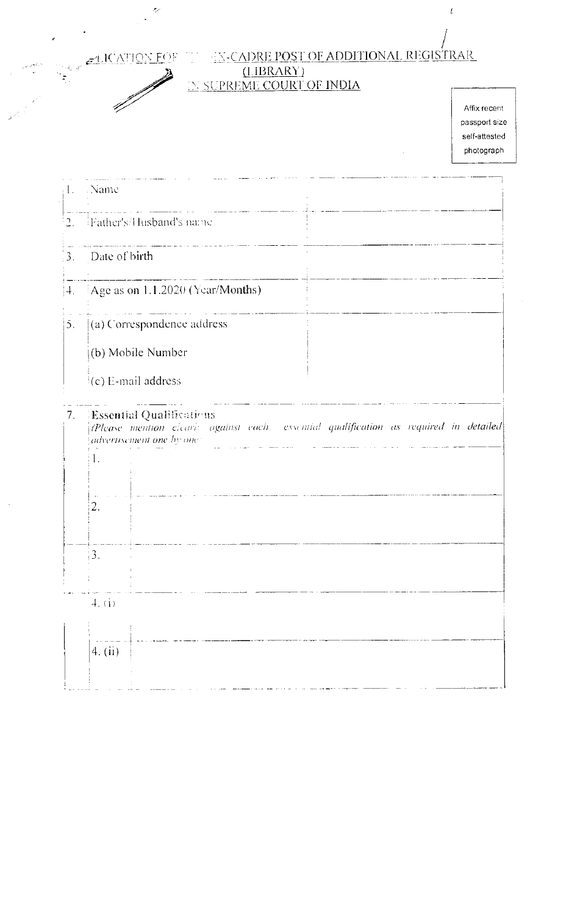# APPLICATION FOR THE EX-CADRE POST OF ADDITIONAL REGISTRAR (LIBRARY) IN SUPREME COURT OF INDIA

Affix recent passport size self-attested photograph

| | | |
|---|---|---|
| 1. | Name | |
| 2. | Father's/Husband's name | |
| 3. | Date of birth | |
| 4. | Age as on 1.1.2020 (Year/Months) | |
| 5. | (a) Correspondence address<br>(b) Mobile Number<br>(c) E-mail address | |

**7. Essential Qualifications**

*(Please mention clearly against each essential qualification as required in detailed advertisement one by one*

| | |
|---|---|
| 1. | |
| 2. | |
| 3. | |
| 4. (i) | |
| 4. (ii) | |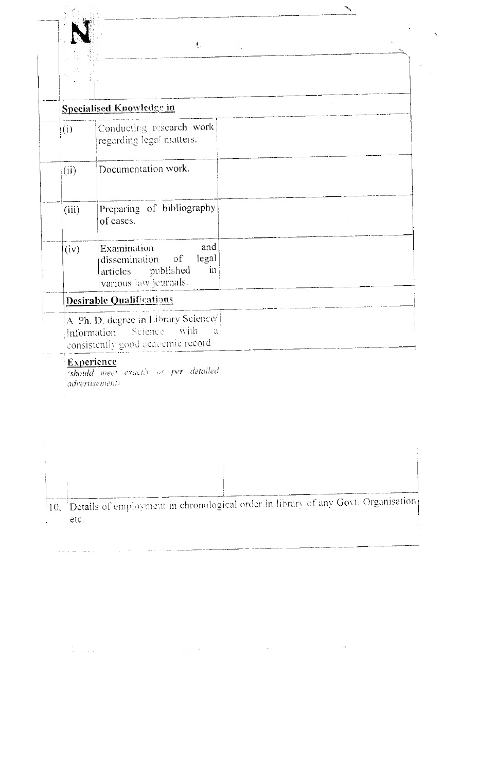| | | |
|---|---|---|
| **Specialised Knowledge in** | | |
| (i) | Conducting research work regarding legal matters. | |
| (ii) | Documentation work. | |
| (iii) | Preparing of bibliography of cases. | |
| (iv) | Examination and dissemination of legal articles published in various law journals. | |
| **Desirable Qualifications** | | |
| A Ph. D. degree in Library Science/ Information Science with a consistently good academic record | | |
| **Experience** *(should meet exactly as per detailed advertisement)* | | |

10. Details of employment in chronological order in library of any Govt. Organisation etc.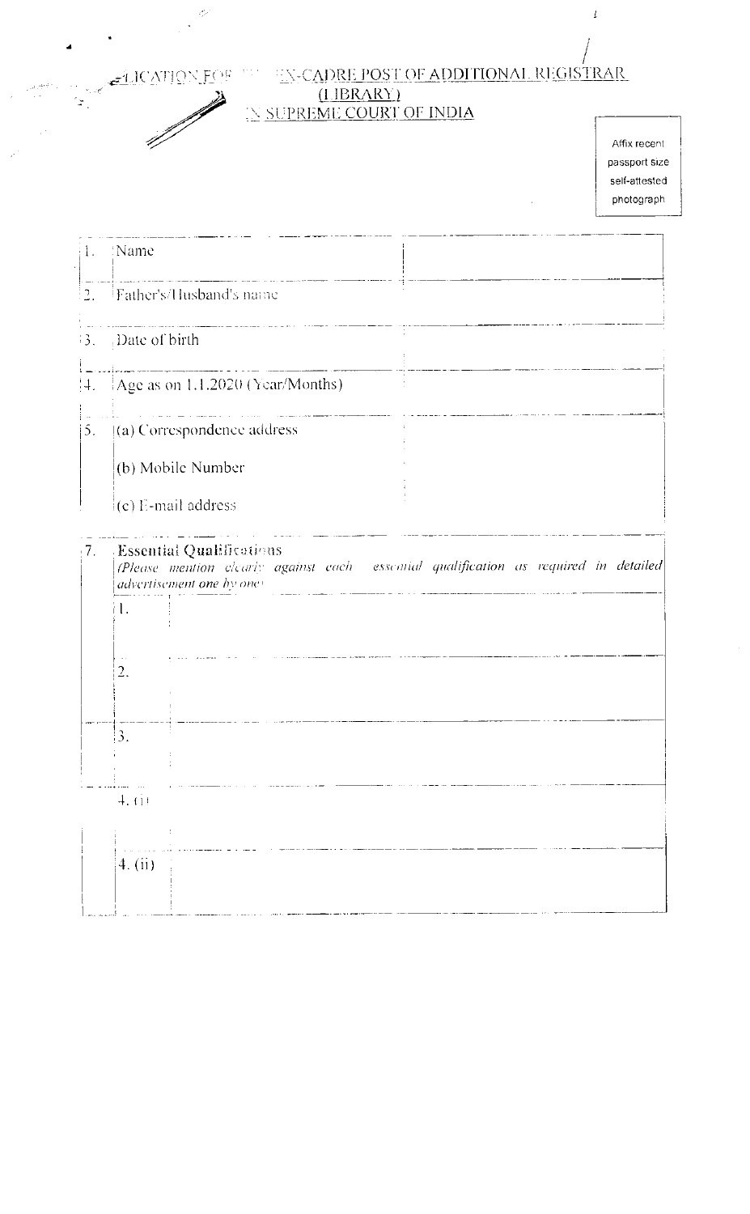# APPLICATION FOR THE EX-CADRE POST OF ADDITIONAL REGISTRAR (LIBRARY) IN SUPREME COURT OF INDIA

Affix recent passport size self-attested photograph

| | | |
|---|---|---|
| 1. | Name | |
| 2. | Father's/Husband's name | |
| 3. | Date of birth | |
| 4. | Age as on 1.1.2020 (Year/Months) | |
| 5. | (a) Correspondence address<br>(b) Mobile Number<br>(c) E-mail address | |

7. **Essential Qualifications**
*(Please mention clearly against each essential qualification as required in detailed advertisement one by one)*

| | |
|---|---|
| 1. | |
| 2. | |
| 3. | |
| 4. (i) | |
| 4. (ii) | |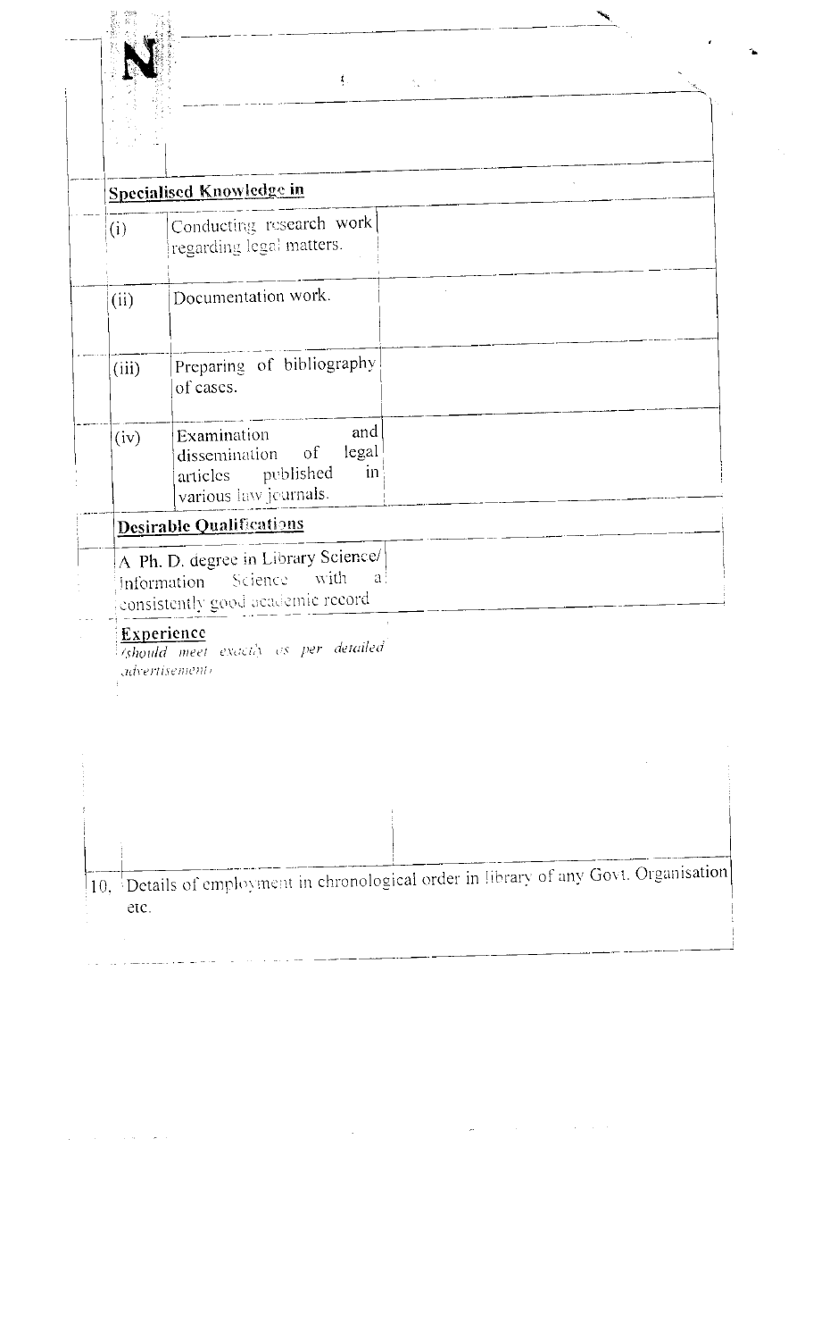| | | |
|---|---|---|
| **Specialised Knowledge in** | | |
| (i) | Conducting research work regarding legal matters. | |
| (ii) | Documentation work. | |
| (iii) | Preparing of bibliography of cases. | |
| (iv) | Examination and dissemination of legal articles published in various law journals. | |
| **Desirable Qualifications** | | |
| A Ph. D. degree in Library Science/ Information Science with a consistently good academic record | | |
| **Experience** *(should meet exactly as per detailed advertisement)* | | |

10. Details of employment in chronological order in library of any Govt. Organisation etc.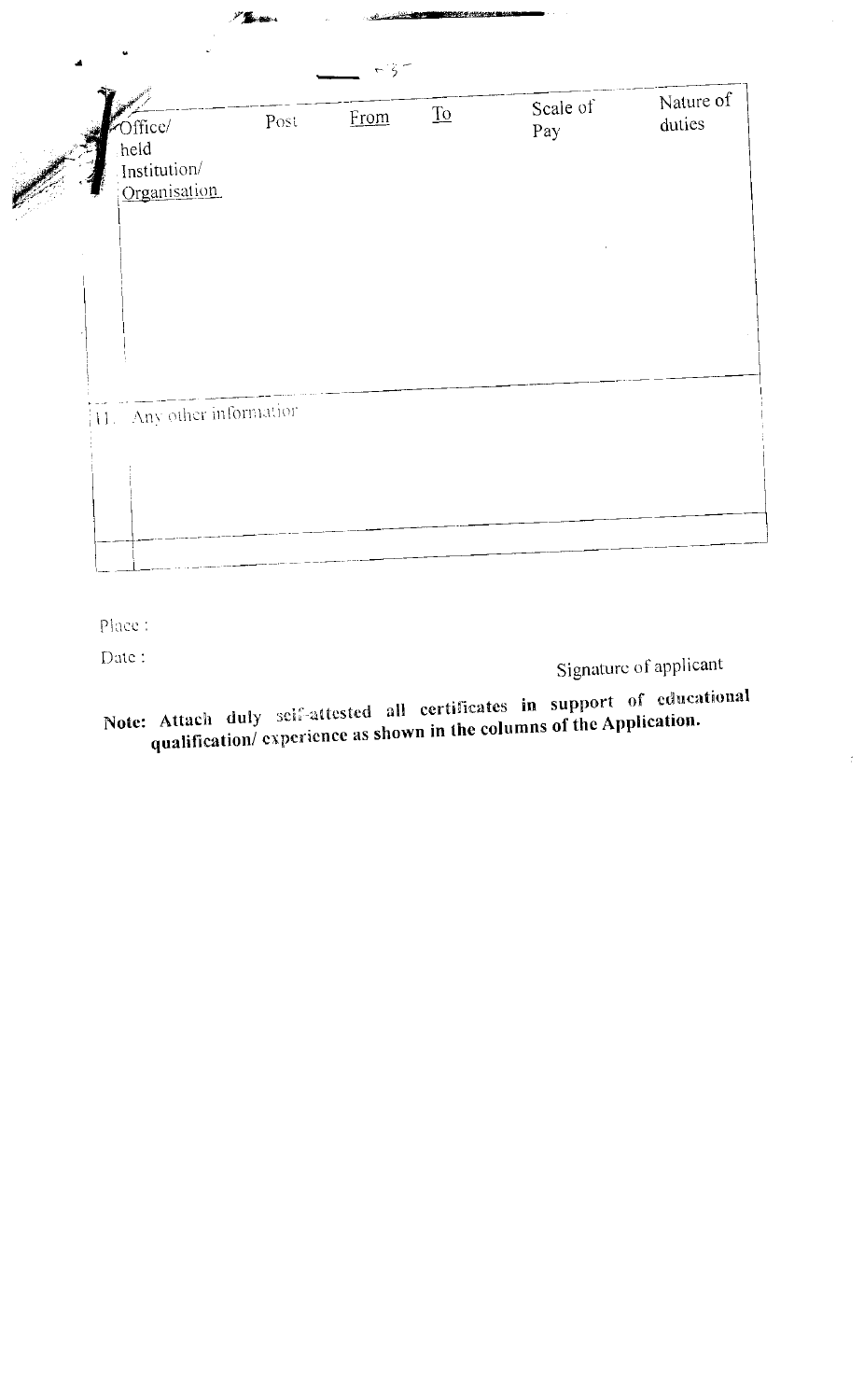| Office/ held Institution/ Organisation | Post | From | To | Scale of Pay | Nature of duties |
|---|---|---|---|---|---|
| | | | | | |

| | |
|---|---|
| 11. | Any other information |
| | |

Place :

Date :

Signature of applicant

**Note: Attach duly self-attested all certificates in support of educational qualification/ experience as shown in the columns of the Application.**